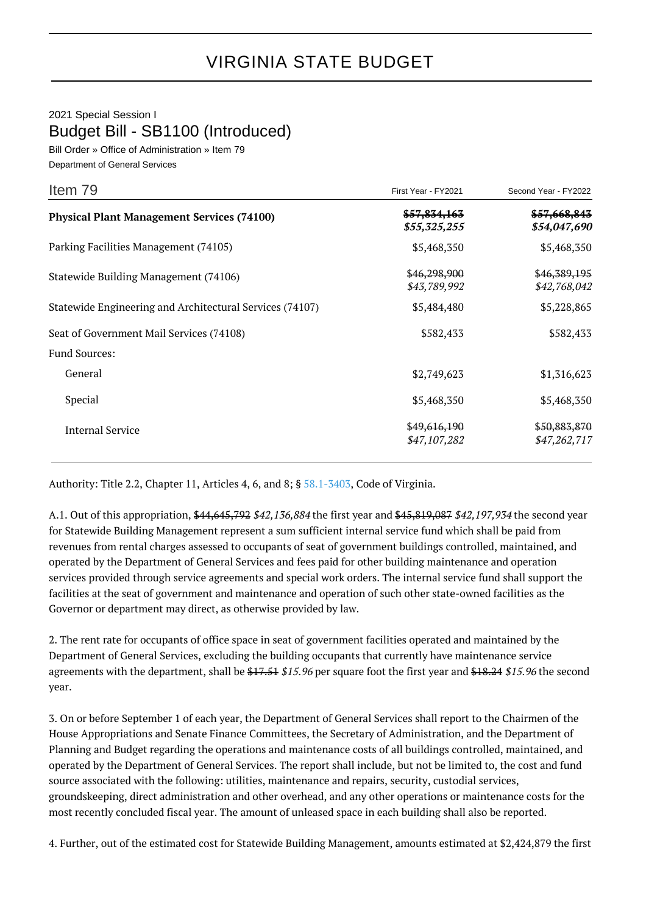# VIRGINIA STATE BUDGET

2021 Special Session I

## Budget Bill - SB1100 (Introduced)

Bill Order » Office of Administration » Item 79

Department of General Services

| Item 79 | First Year - FY2021 | Second Year - FY2022 |
|---|---|---|
| **Physical Plant Management Services (74100)** | ~~$57,834,163~~ *$55,325,255* | ~~$57,668,843~~ *$54,047,690* |
| Parking Facilities Management (74105) | $5,468,350 | $5,468,350 |
| Statewide Building Management (74106) | ~~$46,298,900~~ *$43,789,992* | ~~$46,389,195~~ *$42,768,042* |
| Statewide Engineering and Architectural Services (74107) | $5,484,480 | $5,228,865 |
| Seat of Government Mail Services (74108) | $582,433 | $582,433 |
| Fund Sources: | | |
| General | $2,749,623 | $1,316,623 |
| Special | $5,468,350 | $5,468,350 |
| Internal Service | ~~$49,616,190~~ *$47,107,282* | ~~$50,883,870~~ *$47,262,717* |

Authority: Title 2.2, Chapter 11, Articles 4, 6, and 8; § 58.1-3403, Code of Virginia.

A.1. Out of this appropriation, ~~$44,645,792~~ *$42,136,884* the first year and ~~$45,819,087~~ *$42,197,934* the second year for Statewide Building Management represent a sum sufficient internal service fund which shall be paid from revenues from rental charges assessed to occupants of seat of government buildings controlled, maintained, and operated by the Department of General Services and fees paid for other building maintenance and operation services provided through service agreements and special work orders. The internal service fund shall support the facilities at the seat of government and maintenance and operation of such other state-owned facilities as the Governor or department may direct, as otherwise provided by law.

2. The rent rate for occupants of office space in seat of government facilities operated and maintained by the Department of General Services, excluding the building occupants that currently have maintenance service agreements with the department, shall be ~~$17.51~~ *$15.96* per square foot the first year and ~~$18.24~~ *$15.96* the second year.

3. On or before September 1 of each year, the Department of General Services shall report to the Chairmen of the House Appropriations and Senate Finance Committees, the Secretary of Administration, and the Department of Planning and Budget regarding the operations and maintenance costs of all buildings controlled, maintained, and operated by the Department of General Services. The report shall include, but not be limited to, the cost and fund source associated with the following: utilities, maintenance and repairs, security, custodial services, groundskeeping, direct administration and other overhead, and any other operations or maintenance costs for the most recently concluded fiscal year. The amount of unleased space in each building shall also be reported.

4. Further, out of the estimated cost for Statewide Building Management, amounts estimated at $2,424,879 the first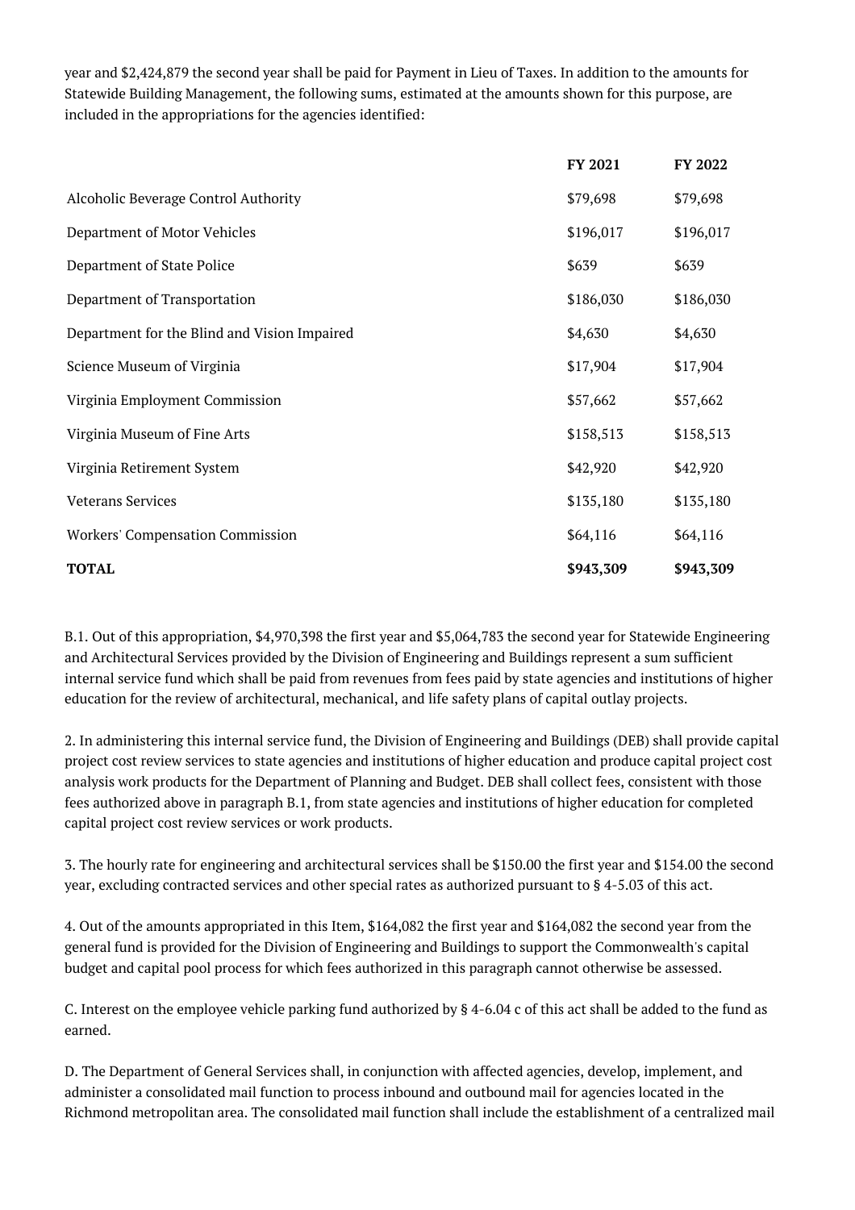year and $2,424,879 the second year shall be paid for Payment in Lieu of Taxes. In addition to the amounts for Statewide Building Management, the following sums, estimated at the amounts shown for this purpose, are included in the appropriations for the agencies identified:

| | FY 2021 | FY 2022 |
|---|---|---|
| Alcoholic Beverage Control Authority | $79,698 | $79,698 |
| Department of Motor Vehicles | $196,017 | $196,017 |
| Department of State Police | $639 | $639 |
| Department of Transportation | $186,030 | $186,030 |
| Department for the Blind and Vision Impaired | $4,630 | $4,630 |
| Science Museum of Virginia | $17,904 | $17,904 |
| Virginia Employment Commission | $57,662 | $57,662 |
| Virginia Museum of Fine Arts | $158,513 | $158,513 |
| Virginia Retirement System | $42,920 | $42,920 |
| Veterans Services | $135,180 | $135,180 |
| Workers' Compensation Commission | $64,116 | $64,116 |
| **TOTAL** | **$943,309** | **$943,309** |

B.1. Out of this appropriation, $4,970,398 the first year and $5,064,783 the second year for Statewide Engineering and Architectural Services provided by the Division of Engineering and Buildings represent a sum sufficient internal service fund which shall be paid from revenues from fees paid by state agencies and institutions of higher education for the review of architectural, mechanical, and life safety plans of capital outlay projects.

2. In administering this internal service fund, the Division of Engineering and Buildings (DEB) shall provide capital project cost review services to state agencies and institutions of higher education and produce capital project cost analysis work products for the Department of Planning and Budget. DEB shall collect fees, consistent with those fees authorized above in paragraph B.1, from state agencies and institutions of higher education for completed capital project cost review services or work products.

3. The hourly rate for engineering and architectural services shall be $150.00 the first year and $154.00 the second year, excluding contracted services and other special rates as authorized pursuant to § 4-5.03 of this act.

4. Out of the amounts appropriated in this Item, $164,082 the first year and $164,082 the second year from the general fund is provided for the Division of Engineering and Buildings to support the Commonwealth's capital budget and capital pool process for which fees authorized in this paragraph cannot otherwise be assessed.

C. Interest on the employee vehicle parking fund authorized by § 4-6.04 c of this act shall be added to the fund as earned.

D. The Department of General Services shall, in conjunction with affected agencies, develop, implement, and administer a consolidated mail function to process inbound and outbound mail for agencies located in the Richmond metropolitan area. The consolidated mail function shall include the establishment of a centralized mail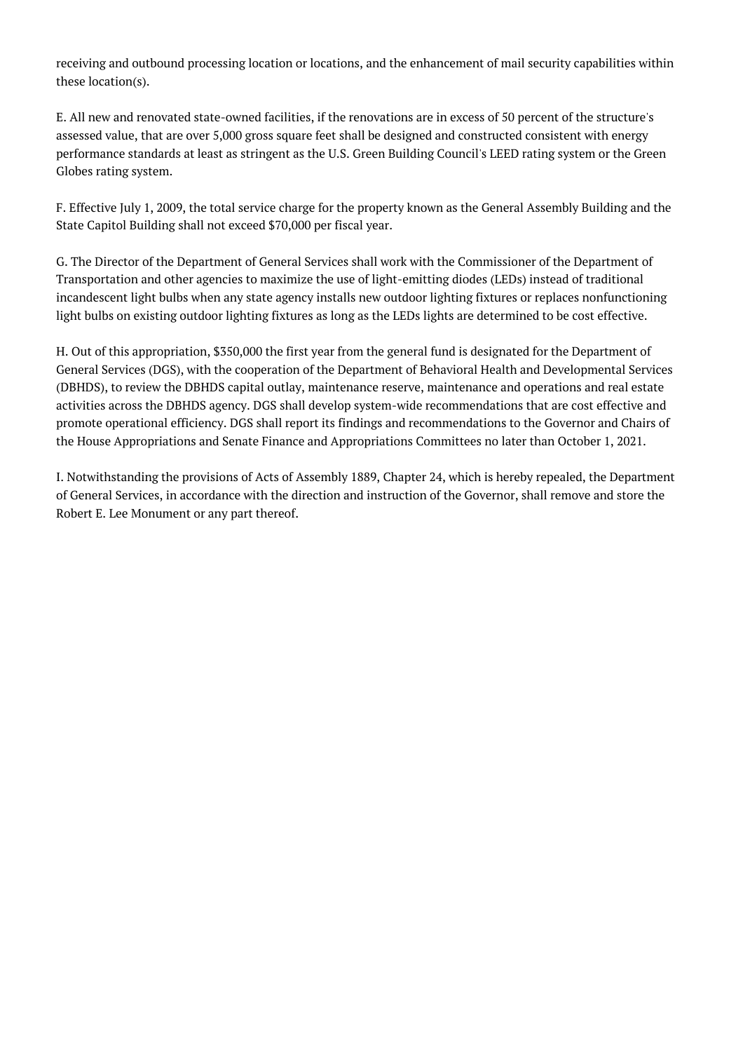receiving and outbound processing location or locations, and the enhancement of mail security capabilities within these location(s).

E. All new and renovated state-owned facilities, if the renovations are in excess of 50 percent of the structure's assessed value, that are over 5,000 gross square feet shall be designed and constructed consistent with energy performance standards at least as stringent as the U.S. Green Building Council's LEED rating system or the Green Globes rating system.

F. Effective July 1, 2009, the total service charge for the property known as the General Assembly Building and the State Capitol Building shall not exceed $70,000 per fiscal year.

G. The Director of the Department of General Services shall work with the Commissioner of the Department of Transportation and other agencies to maximize the use of light-emitting diodes (LEDs) instead of traditional incandescent light bulbs when any state agency installs new outdoor lighting fixtures or replaces nonfunctioning light bulbs on existing outdoor lighting fixtures as long as the LEDs lights are determined to be cost effective.

H. Out of this appropriation, $350,000 the first year from the general fund is designated for the Department of General Services (DGS), with the cooperation of the Department of Behavioral Health and Developmental Services (DBHDS), to review the DBHDS capital outlay, maintenance reserve, maintenance and operations and real estate activities across the DBHDS agency. DGS shall develop system-wide recommendations that are cost effective and promote operational efficiency. DGS shall report its findings and recommendations to the Governor and Chairs of the House Appropriations and Senate Finance and Appropriations Committees no later than October 1, 2021.

I. Notwithstanding the provisions of Acts of Assembly 1889, Chapter 24, which is hereby repealed, the Department of General Services, in accordance with the direction and instruction of the Governor, shall remove and store the Robert E. Lee Monument or any part thereof.